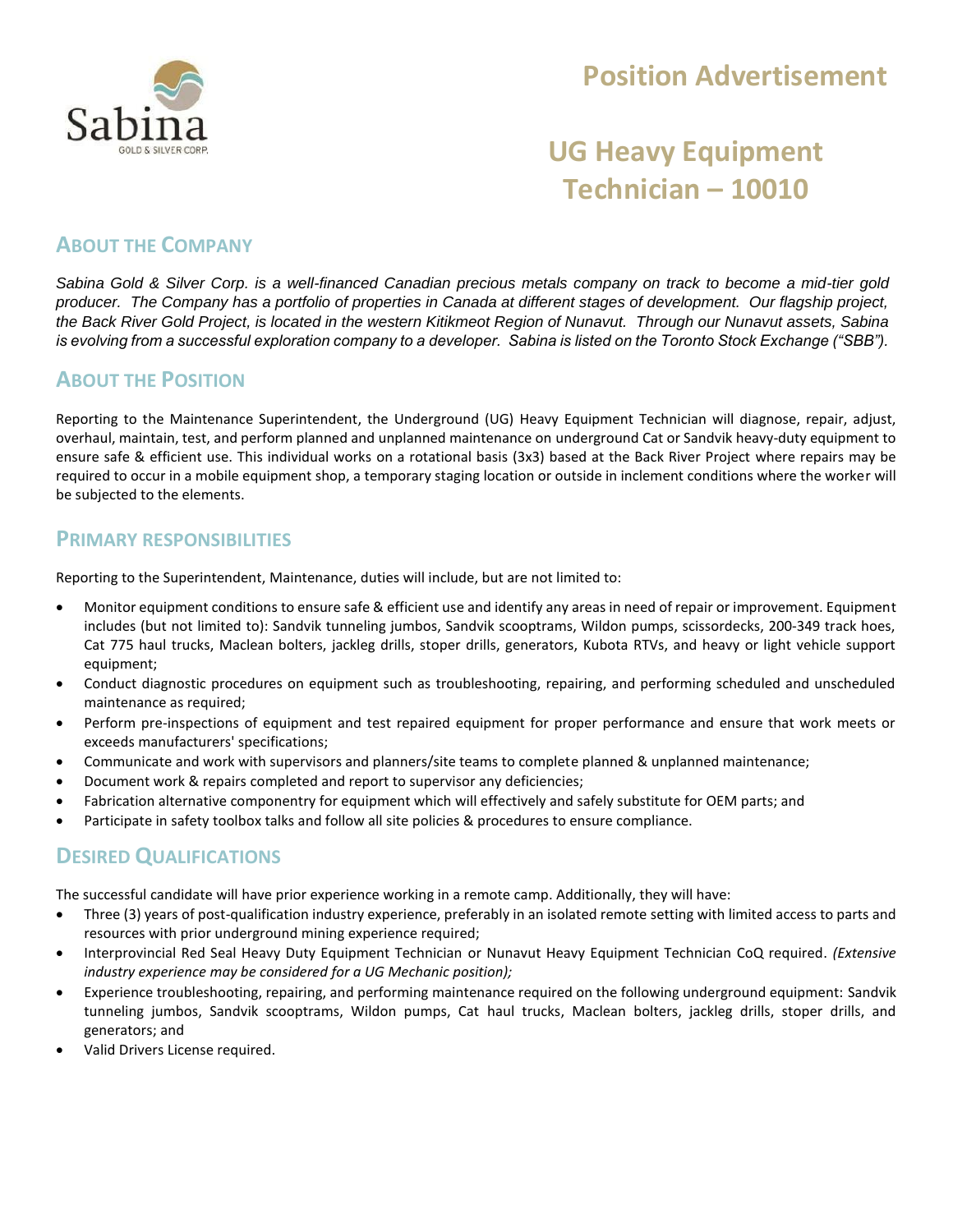Sabina
GOLD & SILVER CORP.

# Position Advertisement

# UG Heavy Equipment Technician – 10010

## ABOUT THE COMPANY

*Sabina Gold & Silver Corp. is a well-financed Canadian precious metals company on track to become a mid-tier gold producer. The Company has a portfolio of properties in Canada at different stages of development. Our flagship project, the Back River Gold Project, is located in the western Kitikmeot Region of Nunavut. Through our Nunavut assets, Sabina is evolving from a successful exploration company to a developer. Sabina is listed on the Toronto Stock Exchange ("SBB").*

## ABOUT THE POSITION

Reporting to the Maintenance Superintendent, the Underground (UG) Heavy Equipment Technician will diagnose, repair, adjust, overhaul, maintain, test, and perform planned and unplanned maintenance on underground Cat or Sandvik heavy-duty equipment to ensure safe & efficient use. This individual works on a rotational basis (3x3) based at the Back River Project where repairs may be required to occur in a mobile equipment shop, a temporary staging location or outside in inclement conditions where the worker will be subjected to the elements.

## PRIMARY RESPONSIBILITIES

Reporting to the Superintendent, Maintenance, duties will include, but are not limited to:

- Monitor equipment conditions to ensure safe & efficient use and identify any areas in need of repair or improvement. Equipment includes (but not limited to): Sandvik tunneling jumbos, Sandvik scooptrams, Wildon pumps, scissordecks, 200-349 track hoes, Cat 775 haul trucks, Maclean bolters, jackleg drills, stoper drills, generators, Kubota RTVs, and heavy or light vehicle support equipment;
- Conduct diagnostic procedures on equipment such as troubleshooting, repairing, and performing scheduled and unscheduled maintenance as required;
- Perform pre-inspections of equipment and test repaired equipment for proper performance and ensure that work meets or exceeds manufacturers' specifications;
- Communicate and work with supervisors and planners/site teams to complete planned & unplanned maintenance;
- Document work & repairs completed and report to supervisor any deficiencies;
- Fabrication alternative componentry for equipment which will effectively and safely substitute for OEM parts; and
- Participate in safety toolbox talks and follow all site policies & procedures to ensure compliance.

## DESIRED QUALIFICATIONS

The successful candidate will have prior experience working in a remote camp. Additionally, they will have:

- Three (3) years of post-qualification industry experience, preferably in an isolated remote setting with limited access to parts and resources with prior underground mining experience required;
- Interprovincial Red Seal Heavy Duty Equipment Technician or Nunavut Heavy Equipment Technician CoQ required. *(Extensive industry experience may be considered for a UG Mechanic position);*
- Experience troubleshooting, repairing, and performing maintenance required on the following underground equipment: Sandvik tunneling jumbos, Sandvik scooptrams, Wildon pumps, Cat haul trucks, Maclean bolters, jackleg drills, stoper drills, and generators; and
- Valid Drivers License required.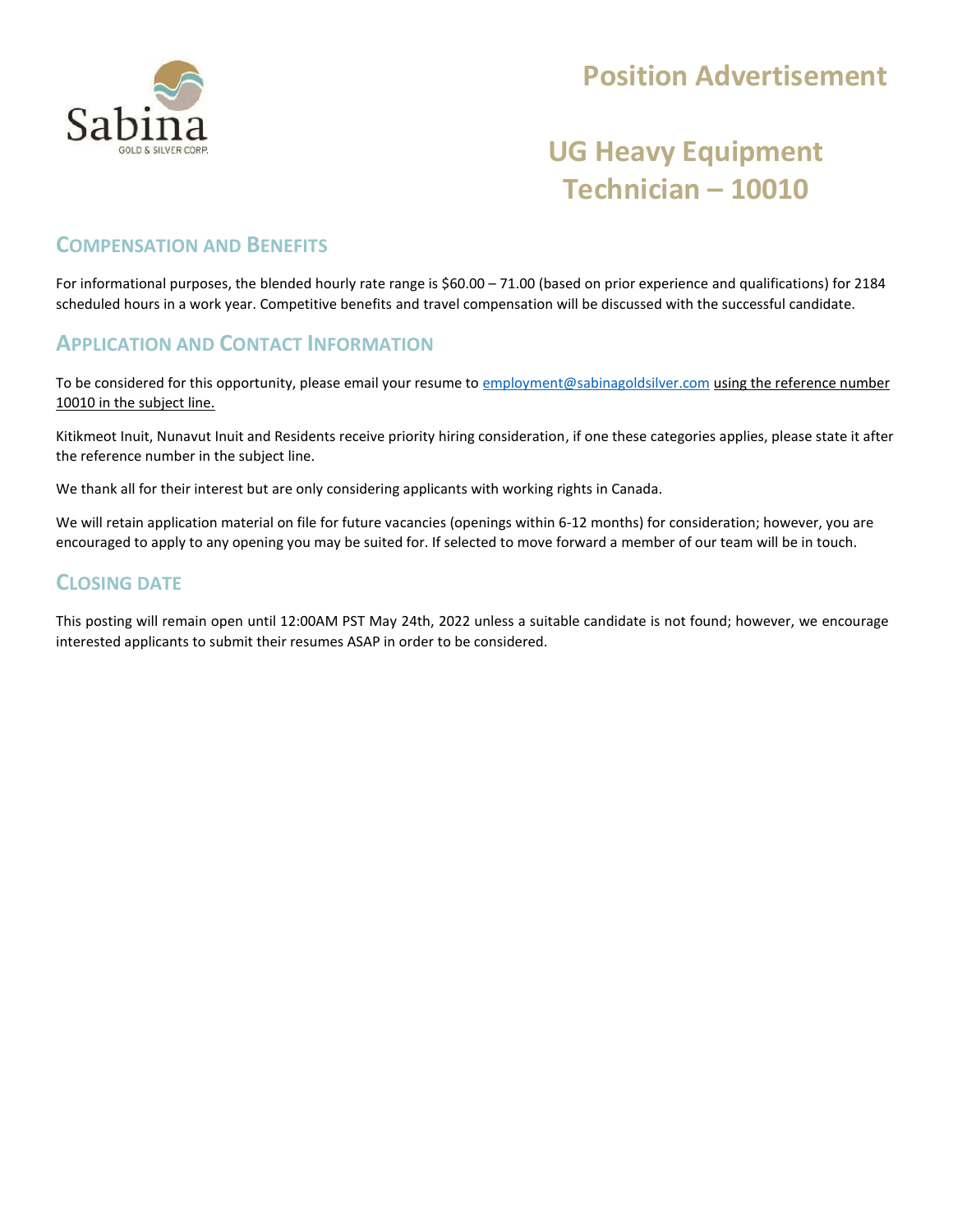# Position Advertisement

# UG Heavy Equipment Technician – 10010

## Compensation and Benefits

For informational purposes, the blended hourly rate range is $60.00 – 71.00 (based on prior experience and qualifications) for 2184 scheduled hours in a work year. Competitive benefits and travel compensation will be discussed with the successful candidate.

## Application and Contact Information

To be considered for this opportunity, please email your resume to employment@sabinagoldsilver.com using the reference number 10010 in the subject line.

Kitikmeot Inuit, Nunavut Inuit and Residents receive priority hiring consideration, if one these categories applies, please state it after the reference number in the subject line.

We thank all for their interest but are only considering applicants with working rights in Canada.

We will retain application material on file for future vacancies (openings within 6-12 months) for consideration; however, you are encouraged to apply to any opening you may be suited for. If selected to move forward a member of our team will be in touch.

## Closing Date

This posting will remain open until 12:00AM PST May 24th, 2022 unless a suitable candidate is not found; however, we encourage interested applicants to submit their resumes ASAP in order to be considered.